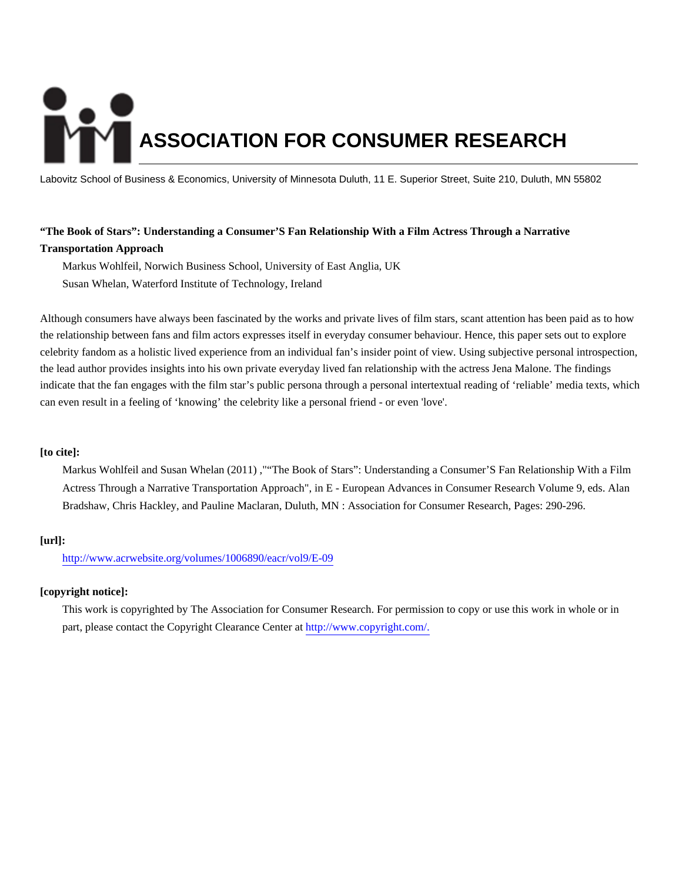# ASSOCIATION FOR CONSUMER RESEARCH

Labovitz School of Business & Economics, University of Minnesota Duluth, 11 E. Superior Street, Suite 210, Duluth, MN 55802

**"The Book of Stars": Understanding a Consumer'S Fan Relationship With a Film Actress Through a Narrative Transportation Approach**

Markus Wohlfeil, Norwich Business School, University of East Anglia, UK

Susan Whelan, Waterford Institute of Technology, Ireland

Although consumers have always been fascinated by the works and private lives of film stars, scant attention has been paid as to how the relationship between fans and film actors expresses itself in everyday consumer behaviour. Hence, this paper sets out to explore celebrity fandom as a holistic lived experience from an individual fan's insider point of view. Using subjective personal introspection, the lead author provides insights into his own private everyday lived fan relationship with the actress Jena Malone. The findings indicate that the fan engages with the film star's public persona through a personal intertextual reading of 'reliable' media texts, which can even result in a feeling of 'knowing' the celebrity like a personal friend - or even 'love'.

**[to cite]:**

Markus Wohlfeil and Susan Whelan (2011) ,""The Book of Stars": Understanding a Consumer'S Fan Relationship With a Film Actress Through a Narrative Transportation Approach", in E - European Advances in Consumer Research Volume 9, eds. Alan Bradshaw, Chris Hackley, and Pauline Maclaran, Duluth, MN : Association for Consumer Research, Pages: 290-296.

**[url]:**

http://www.acrwebsite.org/volumes/1006890/eacr/vol9/E-09

**[copyright notice]:**

This work is copyrighted by The Association for Consumer Research. For permission to copy or use this work in whole or in part, please contact the Copyright Clearance Center at http://www.copyright.com/.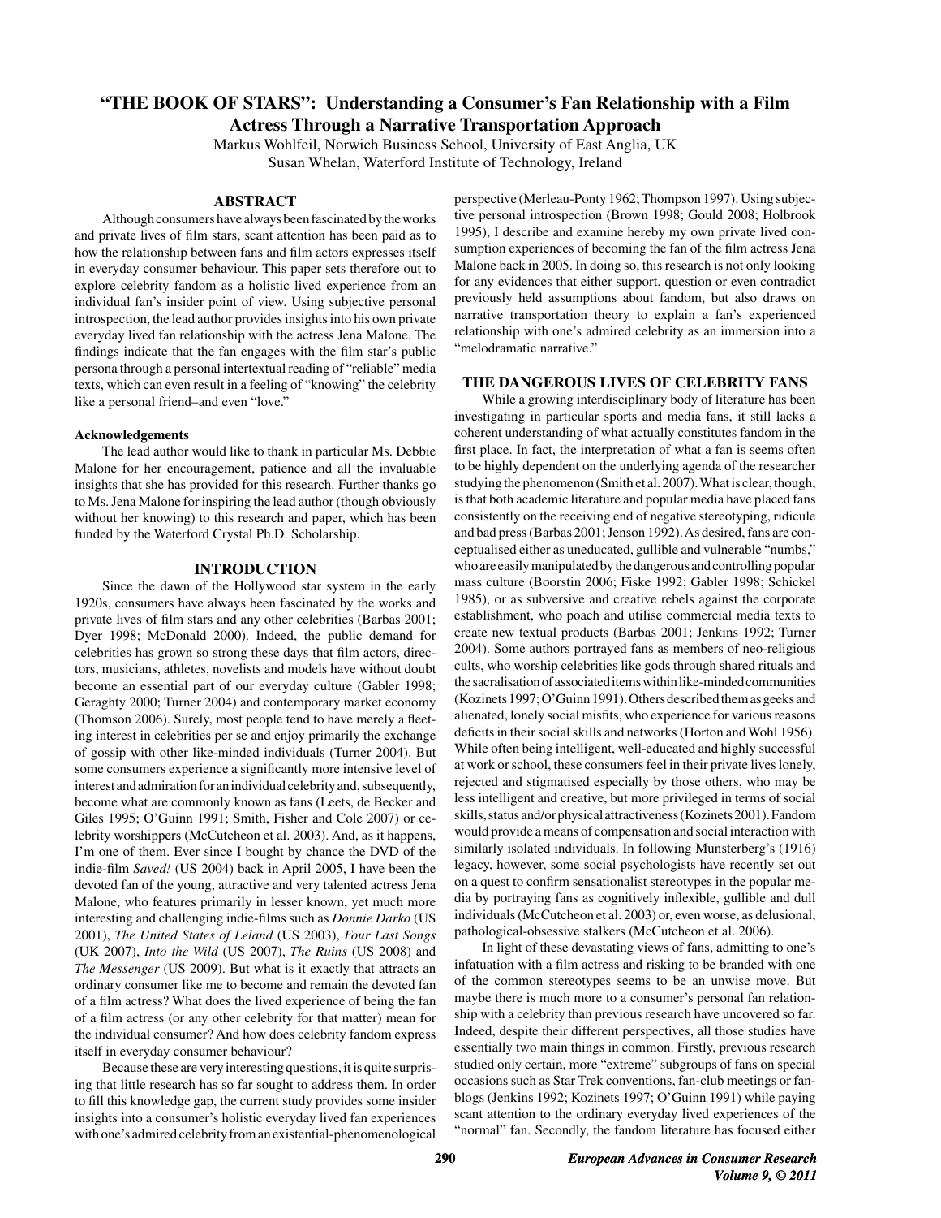# "THE BOOK OF STARS": Understanding a Consumer's Fan Relationship with a Film Actress Through a Narrative Transportation Approach

Markus Wohlfeil, Norwich Business School, University of East Anglia, UK
Susan Whelan, Waterford Institute of Technology, Ireland

## ABSTRACT

Although consumers have always been fascinated by the works and private lives of film stars, scant attention has been paid as to how the relationship between fans and film actors expresses itself in everyday consumer behaviour. This paper sets therefore out to explore celebrity fandom as a holistic lived experience from an individual fan's insider point of view. Using subjective personal introspection, the lead author provides insights into his own private everyday lived fan relationship with the actress Jena Malone. The findings indicate that the fan engages with the film star's public persona through a personal intertextual reading of "reliable" media texts, which can even result in a feeling of "knowing" the celebrity like a personal friend–and even "love."

#### Acknowledgements

The lead author would like to thank in particular Ms. Debbie Malone for her encouragement, patience and all the invaluable insights that she has provided for this research. Further thanks go to Ms. Jena Malone for inspiring the lead author (though obviously without her knowing) to this research and paper, which has been funded by the Waterford Crystal Ph.D. Scholarship.

## INTRODUCTION

Since the dawn of the Hollywood star system in the early 1920s, consumers have always been fascinated by the works and private lives of film stars and any other celebrities (Barbas 2001; Dyer 1998; McDonald 2000). Indeed, the public demand for celebrities has grown so strong these days that film actors, directors, musicians, athletes, novelists and models have without doubt become an essential part of our everyday culture (Gabler 1998; Geraghty 2000; Turner 2004) and contemporary market economy (Thomson 2006). Surely, most people tend to have merely a fleeting interest in celebrities per se and enjoy primarily the exchange of gossip with other like-minded individuals (Turner 2004). But some consumers experience a significantly more intensive level of interest and admiration for an individual celebrity and, subsequently, become what are commonly known as fans (Leets, de Becker and Giles 1995; O'Guinn 1991; Smith, Fisher and Cole 2007) or celebrity worshippers (McCutcheon et al. 2003). And, as it happens, I'm one of them. Ever since I bought by chance the DVD of the indie-film *Saved!* (US 2004) back in April 2005, I have been the devoted fan of the young, attractive and very talented actress Jena Malone, who features primarily in lesser known, yet much more interesting and challenging indie-films such as *Donnie Darko* (US 2001), *The United States of Leland* (US 2003), *Four Last Songs* (UK 2007), *Into the Wild* (US 2007), *The Ruins* (US 2008) and *The Messenger* (US 2009). But what is it exactly that attracts an ordinary consumer like me to become and remain the devoted fan of a film actress? What does the lived experience of being the fan of a film actress (or any other celebrity for that matter) mean for the individual consumer? And how does celebrity fandom express itself in everyday consumer behaviour?

Because these are very interesting questions, it is quite surprising that little research has so far sought to address them. In order to fill this knowledge gap, the current study provides some insider insights into a consumer's holistic everyday lived fan experiences with one's admired celebrity from an existential-phenomenological perspective (Merleau-Ponty 1962; Thompson 1997). Using subjective personal introspection (Brown 1998; Gould 2008; Holbrook 1995), I describe and examine hereby my own private lived consumption experiences of becoming the fan of the film actress Jena Malone back in 2005. In doing so, this research is not only looking for any evidences that either support, question or even contradict previously held assumptions about fandom, but also draws on narrative transportation theory to explain a fan's experienced relationship with one's admired celebrity as an immersion into a "melodramatic narrative."

## THE DANGEROUS LIVES OF CELEBRITY FANS

While a growing interdisciplinary body of literature has been investigating in particular sports and media fans, it still lacks a coherent understanding of what actually constitutes fandom in the first place. In fact, the interpretation of what a fan is seems often to be highly dependent on the underlying agenda of the researcher studying the phenomenon (Smith et al. 2007). What is clear, though, is that both academic literature and popular media have placed fans consistently on the receiving end of negative stereotyping, ridicule and bad press (Barbas 2001; Jenson 1992). As desired, fans are conceptualised either as uneducated, gullible and vulnerable "numbs," who are easily manipulated by the dangerous and controlling popular mass culture (Boorstin 2006; Fiske 1992; Gabler 1998; Schickel 1985), or as subversive and creative rebels against the corporate establishment, who poach and utilise commercial media texts to create new textual products (Barbas 2001; Jenkins 1992; Turner 2004). Some authors portrayed fans as members of neo-religious cults, who worship celebrities like gods through shared rituals and the sacralisation of associated items within like-minded communities (Kozinets 1997; O'Guinn 1991). Others described them as geeks and alienated, lonely social misfits, who experience for various reasons deficits in their social skills and networks (Horton and Wohl 1956). While often being intelligent, well-educated and highly successful at work or school, these consumers feel in their private lives lonely, rejected and stigmatised especially by those others, who may be less intelligent and creative, but more privileged in terms of social skills, status and/or physical attractiveness (Kozinets 2001). Fandom would provide a means of compensation and social interaction with similarly isolated individuals. In following Munsterberg's (1916) legacy, however, some social psychologists have recently set out on a quest to confirm sensationalist stereotypes in the popular media by portraying fans as cognitively inflexible, gullible and dull individuals (McCutcheon et al. 2003) or, even worse, as delusional, pathological-obsessive stalkers (McCutcheon et al. 2006).

In light of these devastating views of fans, admitting to one's infatuation with a film actress and risking to be branded with one of the common stereotypes seems to be an unwise move. But maybe there is much more to a consumer's personal fan relationship with a celebrity than previous research have uncovered so far. Indeed, despite their different perspectives, all those studies have essentially two main things in common. Firstly, previous research studied only certain, more "extreme" subgroups of fans on special occasions such as Star Trek conventions, fan-club meetings or fan-blogs (Jenkins 1992; Kozinets 1997; O'Guinn 1991) while paying scant attention to the ordinary everyday lived experiences of the "normal" fan. Secondly, the fandom literature has focused either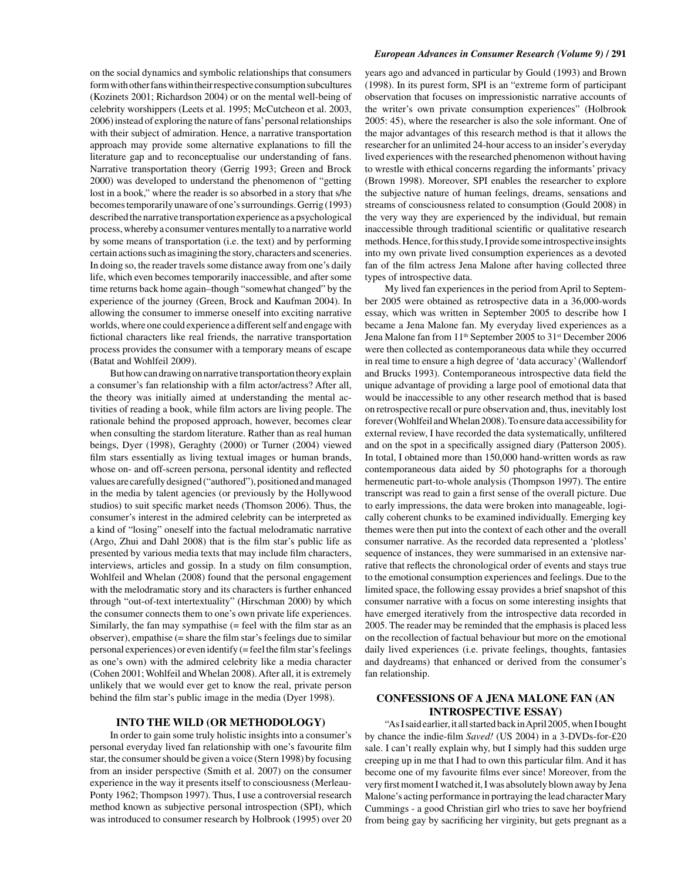on the social dynamics and symbolic relationships that consumers form with other fans within their respective consumption subcultures (Kozinets 2001; Richardson 2004) or on the mental well-being of celebrity worshippers (Leets et al. 1995; McCutcheon et al. 2003, 2006) instead of exploring the nature of fans' personal relationships with their subject of admiration. Hence, a narrative transportation approach may provide some alternative explanations to fill the literature gap and to reconceptualise our understanding of fans. Narrative transportation theory (Gerrig 1993; Green and Brock 2000) was developed to understand the phenomenon of "getting lost in a book," where the reader is so absorbed in a story that s/he becomes temporarily unaware of one's surroundings. Gerrig (1993) described the narrative transportation experience as a psychological process, whereby a consumer ventures mentally to a narrative world by some means of transportation (i.e. the text) and by performing certain actions such as imagining the story, characters and sceneries. In doing so, the reader travels some distance away from one's daily life, which even becomes temporarily inaccessible, and after some time returns back home again–though "somewhat changed" by the experience of the journey (Green, Brock and Kaufman 2004). In allowing the consumer to immerse oneself into exciting narrative worlds, where one could experience a different self and engage with fictional characters like real friends, the narrative transportation process provides the consumer with a temporary means of escape (Batat and Wohlfeil 2009).

But how can drawing on narrative transportation theory explain a consumer's fan relationship with a film actor/actress? After all, the theory was initially aimed at understanding the mental activities of reading a book, while film actors are living people. The rationale behind the proposed approach, however, becomes clear when consulting the stardom literature. Rather than as real human beings, Dyer (1998), Geraghty (2000) or Turner (2004) viewed film stars essentially as living textual images or human brands, whose on- and off-screen persona, personal identity and reflected values are carefully designed ("authored"), positioned and managed in the media by talent agencies (or previously by the Hollywood studios) to suit specific market needs (Thomson 2006). Thus, the consumer's interest in the admired celebrity can be interpreted as a kind of "losing" oneself into the factual melodramatic narrative (Argo, Zhui and Dahl 2008) that is the film star's public life as presented by various media texts that may include film characters, interviews, articles and gossip. In a study on film consumption, Wohlfeil and Whelan (2008) found that the personal engagement with the melodramatic story and its characters is further enhanced through "out-of-text intertextuality" (Hirschman 2000) by which the consumer connects them to one's own private life experiences. Similarly, the fan may sympathise (= feel with the film star as an observer), empathise (= share the film star's feelings due to similar personal experiences) or even identify (= feel the film star's feelings as one's own) with the admired celebrity like a media character (Cohen 2001; Wohlfeil and Whelan 2008). After all, it is extremely unlikely that we would ever get to know the real, private person behind the film star's public image in the media (Dyer 1998).

## INTO THE WILD (OR METHODOLOGY)

In order to gain some truly holistic insights into a consumer's personal everyday lived fan relationship with one's favourite film star, the consumer should be given a voice (Stern 1998) by focusing from an insider perspective (Smith et al. 2007) on the consumer experience in the way it presents itself to consciousness (Merleau-Ponty 1962; Thompson 1997). Thus, I use a controversial research method known as subjective personal introspection (SPI), which was introduced to consumer research by Holbrook (1995) over 20 years ago and advanced in particular by Gould (1993) and Brown (1998). In its purest form, SPI is an "extreme form of participant observation that focuses on impressionistic narrative accounts of the writer's own private consumption experiences" (Holbrook 2005: 45), where the researcher is also the sole informant. One of the major advantages of this research method is that it allows the researcher for an unlimited 24-hour access to an insider's everyday lived experiences with the researched phenomenon without having to wrestle with ethical concerns regarding the informants' privacy (Brown 1998). Moreover, SPI enables the researcher to explore the subjective nature of human feelings, dreams, sensations and streams of consciousness related to consumption (Gould 2008) in the very way they are experienced by the individual, but remain inaccessible through traditional scientific or qualitative research methods. Hence, for this study, I provide some introspective insights into my own private lived consumption experiences as a devoted fan of the film actress Jena Malone after having collected three types of introspective data.

My lived fan experiences in the period from April to September 2005 were obtained as retrospective data in a 36,000-words essay, which was written in September 2005 to describe how I became a Jena Malone fan. My everyday lived experiences as a Jena Malone fan from 11th September 2005 to 31st December 2006 were then collected as contemporaneous data while they occurred in real time to ensure a high degree of 'data accuracy' (Wallendorf and Brucks 1993). Contemporaneous introspective data field the unique advantage of providing a large pool of emotional data that would be inaccessible to any other research method that is based on retrospective recall or pure observation and, thus, inevitably lost forever (Wohlfeil and Whelan 2008). To ensure data accessibility for external review, I have recorded the data systematically, unfiltered and on the spot in a specifically assigned diary (Patterson 2005). In total, I obtained more than 150,000 hand-written words as raw contemporaneous data aided by 50 photographs for a thorough hermeneutic part-to-whole analysis (Thompson 1997). The entire transcript was read to gain a first sense of the overall picture. Due to early impressions, the data were broken into manageable, logically coherent chunks to be examined individually. Emerging key themes were then put into the context of each other and the overall consumer narrative. As the recorded data represented a 'plotless' sequence of instances, they were summarised in an extensive narrative that reflects the chronological order of events and stays true to the emotional consumption experiences and feelings. Due to the limited space, the following essay provides a brief snapshot of this consumer narrative with a focus on some interesting insights that have emerged iteratively from the introspective data recorded in 2005. The reader may be reminded that the emphasis is placed less on the recollection of factual behaviour but more on the emotional daily lived experiences (i.e. private feelings, thoughts, fantasies and daydreams) that enhanced or derived from the consumer's fan relationship.

## CONFESSIONS OF A JENA MALONE FAN (AN INTROSPECTIVE ESSAY)

"As I said earlier, it all started back in April 2005, when I bought by chance the indie-film *Saved!* (US 2004) in a 3-DVDs-for-£20 sale. I can't really explain why, but I simply had this sudden urge creeping up in me that I had to own this particular film. And it has become one of my favourite films ever since! Moreover, from the very first moment I watched it, I was absolutely blown away by Jena Malone's acting performance in portraying the lead character Mary Cummings - a good Christian girl who tries to save her boyfriend from being gay by sacrificing her virginity, but gets pregnant as a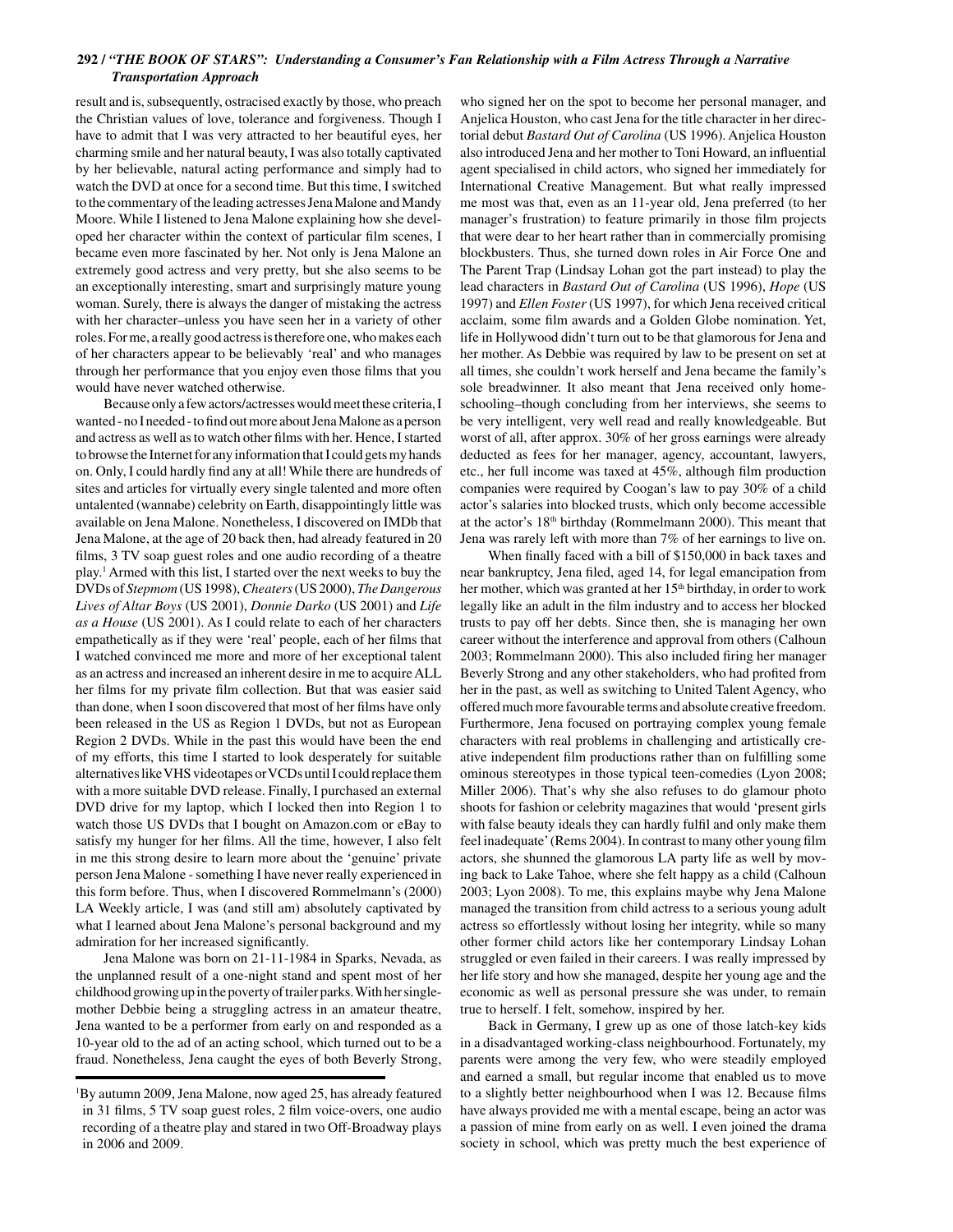result and is, subsequently, ostracised exactly by those, who preach the Christian values of love, tolerance and forgiveness. Though I have to admit that I was very attracted to her beautiful eyes, her charming smile and her natural beauty, I was also totally captivated by her believable, natural acting performance and simply had to watch the DVD at once for a second time. But this time, I switched to the commentary of the leading actresses Jena Malone and Mandy Moore. While I listened to Jena Malone explaining how she developed her character within the context of particular film scenes, I became even more fascinated by her. Not only is Jena Malone an extremely good actress and very pretty, but she also seems to be an exceptionally interesting, smart and surprisingly mature young woman. Surely, there is always the danger of mistaking the actress with her character–unless you have seen her in a variety of other roles. For me, a really good actress is therefore one, who makes each of her characters appear to be believably 'real' and who manages through her performance that you enjoy even those films that you would have never watched otherwise.

Because only a few actors/actresses would meet these criteria, I wanted - no I needed - to find out more about Jena Malone as a person and actress as well as to watch other films with her. Hence, I started to browse the Internet for any information that I could gets my hands on. Only, I could hardly find any at all! While there are hundreds of sites and articles for virtually every single talented and more often untalented (wannabe) celebrity on Earth, disappointingly little was available on Jena Malone. Nonetheless, I discovered on IMDb that Jena Malone, at the age of 20 back then, had already featured in 20 films, 3 TV soap guest roles and one audio recording of a theatre play.[1] Armed with this list, I started over the next weeks to buy the DVDs of *Stepmom* (US 1998), *Cheaters* (US 2000), *The Dangerous Lives of Altar Boys* (US 2001), *Donnie Darko* (US 2001) and *Life as a House* (US 2001). As I could relate to each of her characters empathetically as if they were 'real' people, each of her films that I watched convinced me more and more of her exceptional talent as an actress and increased an inherent desire in me to acquire ALL her films for my private film collection. But that was easier said than done, when I soon discovered that most of her films have only been released in the US as Region 1 DVDs, but not as European Region 2 DVDs. While in the past this would have been the end of my efforts, this time I started to look desperately for suitable alternatives like VHS videotapes or VCDs until I could replace them with a more suitable DVD release. Finally, I purchased an external DVD drive for my laptop, which I locked then into Region 1 to watch those US DVDs that I bought on Amazon.com or eBay to satisfy my hunger for her films. All the time, however, I also felt in me this strong desire to learn more about the 'genuine' private person Jena Malone - something I have never really experienced in this form before. Thus, when I discovered Rommelmann's (2000) LA Weekly article, I was (and still am) absolutely captivated by what I learned about Jena Malone's personal background and my admiration for her increased significantly.

Jena Malone was born on 21-11-1984 in Sparks, Nevada, as the unplanned result of a one-night stand and spent most of her childhood growing up in the poverty of trailer parks. With her single-mother Debbie being a struggling actress in an amateur theatre, Jena wanted to be a performer from early on and responded as a 10-year old to the ad of an acting school, which turned out to be a fraud. Nonetheless, Jena caught the eyes of both Beverly Strong, who signed her on the spot to become her personal manager, and Anjelica Houston, who cast Jena for the title character in her directorial debut *Bastard Out of Carolina* (US 1996). Anjelica Houston also introduced Jena and her mother to Toni Howard, an influential agent specialised in child actors, who signed her immediately for International Creative Management. But what really impressed me most was that, even as an 11-year old, Jena preferred (to her manager's frustration) to feature primarily in those film projects that were dear to her heart rather than in commercially promising blockbusters. Thus, she turned down roles in Air Force One and The Parent Trap (Lindsay Lohan got the part instead) to play the lead characters in *Bastard Out of Carolina* (US 1996), *Hope* (US 1997) and *Ellen Foster* (US 1997), for which Jena received critical acclaim, some film awards and a Golden Globe nomination. Yet, life in Hollywood didn't turn out to be that glamorous for Jena and her mother. As Debbie was required by law to be present on set at all times, she couldn't work herself and Jena became the family's sole breadwinner. It also meant that Jena received only home-schooling–though concluding from her interviews, she seems to be very intelligent, very well read and really knowledgeable. But worst of all, after approx. 30% of her gross earnings were already deducted as fees for her manager, agency, accountant, lawyers, etc., her full income was taxed at 45%, although film production companies were required by Coogan's law to pay 30% of a child actor's salaries into blocked trusts, which only become accessible at the actor's 18th birthday (Rommelmann 2000). This meant that Jena was rarely left with more than 7% of her earnings to live on.

When finally faced with a bill of $150,000 in back taxes and near bankruptcy, Jena filed, aged 14, for legal emancipation from her mother, which was granted at her 15th birthday, in order to work legally like an adult in the film industry and to access her blocked trusts to pay off her debts. Since then, she is managing her own career without the interference and approval from others (Calhoun 2003; Rommelmann 2000). This also included firing her manager Beverly Strong and any other stakeholders, who had profited from her in the past, as well as switching to United Talent Agency, who offered much more favourable terms and absolute creative freedom. Furthermore, Jena focused on portraying complex young female characters with real problems in challenging and artistically creative independent film productions rather than on fulfilling some ominous stereotypes in those typical teen-comedies (Lyon 2008; Miller 2006). That's why she also refuses to do glamour photo shoots for fashion or celebrity magazines that would 'present girls with false beauty ideals they can hardly fulfil and only make them feel inadequate' (Rems 2004). In contrast to many other young film actors, she shunned the glamorous LA party life as well by moving back to Lake Tahoe, where she felt happy as a child (Calhoun 2003; Lyon 2008). To me, this explains maybe why Jena Malone managed the transition from child actress to a serious young adult actress so effortlessly without losing her integrity, while so many other former child actors like her contemporary Lindsay Lohan struggled or even failed in their careers. I was really impressed by her life story and how she managed, despite her young age and the economic as well as personal pressure she was under, to remain true to herself. I felt, somehow, inspired by her.

Back in Germany, I grew up as one of those latch-key kids in a disadvantaged working-class neighbourhood. Fortunately, my parents were among the very few, who were steadily employed and earned a small, but regular income that enabled us to move to a slightly better neighbourhood when I was 12. Because films have always provided me with a mental escape, being an actor was a passion of mine from early on as well. I even joined the drama society in school, which was pretty much the best experience of

---

[1] By autumn 2009, Jena Malone, now aged 25, has already featured in 31 films, 5 TV soap guest roles, 2 film voice-overs, one audio recording of a theatre play and stared in two Off-Broadway plays in 2006 and 2009.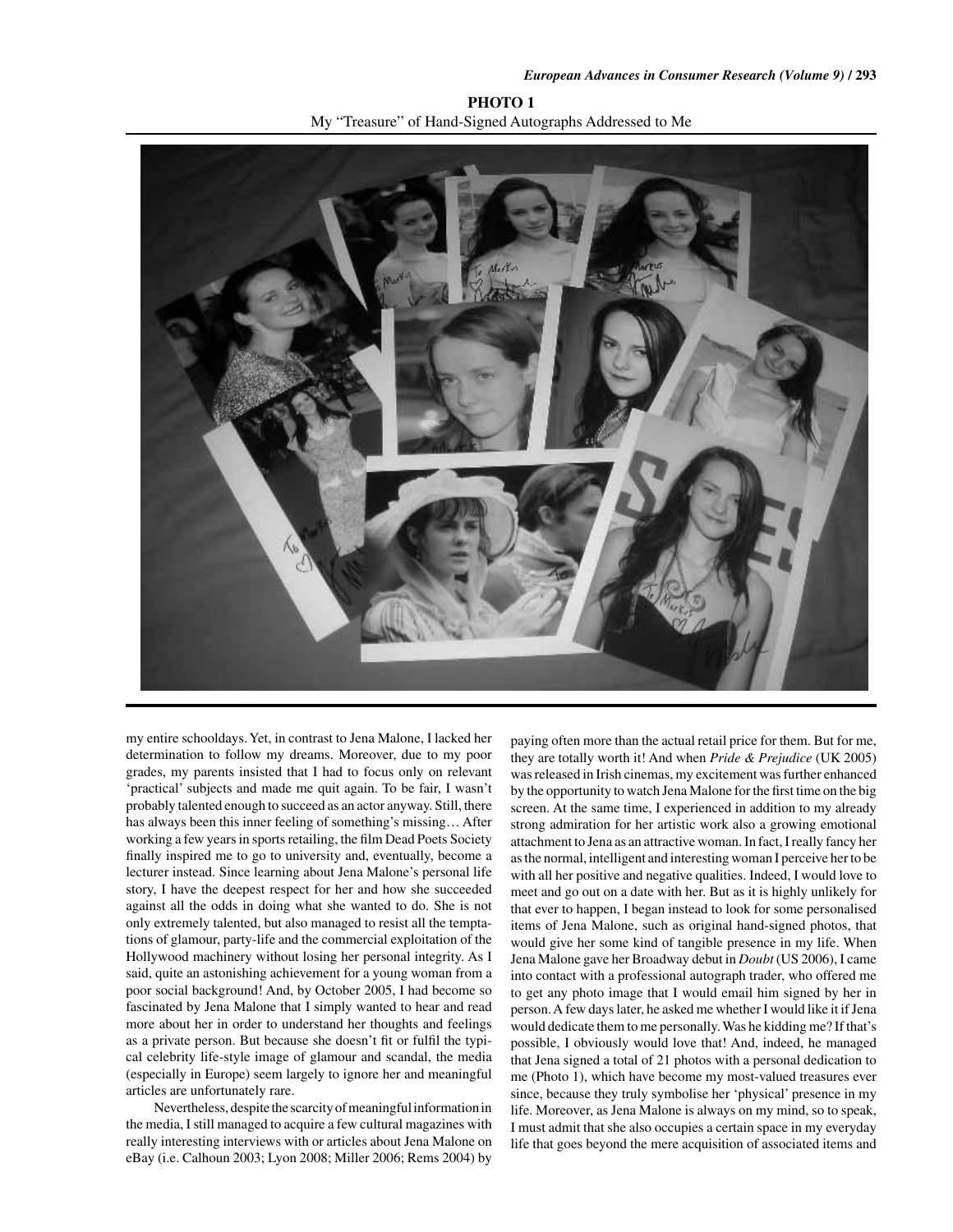**PHOTO 1**

My "Treasure" of Hand-Signed Autographs Addressed to Me

my entire schooldays. Yet, in contrast to Jena Malone, I lacked her determination to follow my dreams. Moreover, due to my poor grades, my parents insisted that I had to focus only on relevant 'practical' subjects and made me quit again. To be fair, I wasn't probably talented enough to succeed as an actor anyway. Still, there has always been this inner feeling of something's missing… After working a few years in sports retailing, the film Dead Poets Society finally inspired me to go to university and, eventually, become a lecturer instead. Since learning about Jena Malone's personal life story, I have the deepest respect for her and how she succeeded against all the odds in doing what she wanted to do. She is not only extremely talented, but also managed to resist all the temptations of glamour, party-life and the commercial exploitation of the Hollywood machinery without losing her personal integrity. As I said, quite an astonishing achievement for a young woman from a poor social background! And, by October 2005, I had become so fascinated by Jena Malone that I simply wanted to hear and read more about her in order to understand her thoughts and feelings as a private person. But because she doesn't fit or fulfil the typical celebrity life-style image of glamour and scandal, the media (especially in Europe) seem largely to ignore her and meaningful articles are unfortunately rare.

Nevertheless, despite the scarcity of meaningful information in the media, I still managed to acquire a few cultural magazines with really interesting interviews with or articles about Jena Malone on eBay (i.e. Calhoun 2003; Lyon 2008; Miller 2006; Rems 2004) by paying often more than the actual retail price for them. But for me, they are totally worth it! And when *Pride & Prejudice* (UK 2005) was released in Irish cinemas, my excitement was further enhanced by the opportunity to watch Jena Malone for the first time on the big screen. At the same time, I experienced in addition to my already strong admiration for her artistic work also a growing emotional attachment to Jena as an attractive woman. In fact, I really fancy her as the normal, intelligent and interesting woman I perceive her to be with all her positive and negative qualities. Indeed, I would love to meet and go out on a date with her. But as it is highly unlikely for that ever to happen, I began instead to look for some personalised items of Jena Malone, such as original hand-signed photos, that would give her some kind of tangible presence in my life. When Jena Malone gave her Broadway debut in *Doubt* (US 2006), I came into contact with a professional autograph trader, who offered me to get any photo image that I would email him signed by her in person. A few days later, he asked me whether I would like it if Jena would dedicate them to me personally. Was he kidding me? If that's possible, I obviously would love that! And, indeed, he managed that Jena signed a total of 21 photos with a personal dedication to me (Photo 1), which have become my most-valued treasures ever since, because they truly symbolise her 'physical' presence in my life. Moreover, as Jena Malone is always on my mind, so to speak, I must admit that she also occupies a certain space in my everyday life that goes beyond the mere acquisition of associated items and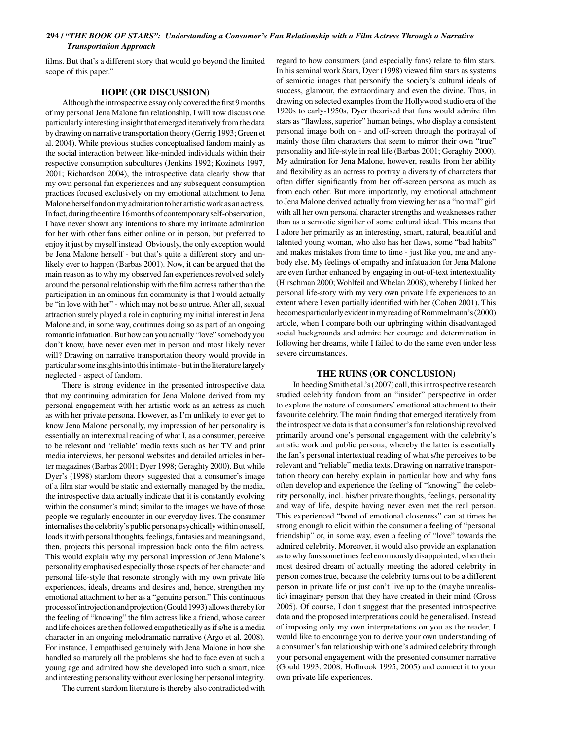films. But that's a different story that would go beyond the limited scope of this paper."

## HOPE (OR DISCUSSION)

Although the introspective essay only covered the first 9 months of my personal Jena Malone fan relationship, I will now discuss one particularly interesting insight that emerged iteratively from the data by drawing on narrative transportation theory (Gerrig 1993; Green et al. 2004). While previous studies conceptualised fandom mainly as the social interaction between like-minded individuals within their respective consumption subcultures (Jenkins 1992; Kozinets 1997, 2001; Richardson 2004), the introspective data clearly show that my own personal fan experiences and any subsequent consumption practices focused exclusively on my emotional attachment to Jena Malone herself and on my admiration to her artistic work as an actress. In fact, during the entire 16 months of contemporary self-observation, I have never shown any intentions to share my intimate admiration for her with other fans either online or in person, but preferred to enjoy it just by myself instead. Obviously, the only exception would be Jena Malone herself - but that's quite a different story and unlikely ever to happen (Barbas 2001). Now, it can be argued that the main reason as to why my observed fan experiences revolved solely around the personal relationship with the film actress rather than the participation in an ominous fan community is that I would actually be "in love with her" - which may not be so untrue. After all, sexual attraction surely played a role in capturing my initial interest in Jena Malone and, in some way, continues doing so as part of an ongoing romantic infatuation. But how can you actually "love" somebody you don't know, have never even met in person and most likely never will? Drawing on narrative transportation theory would provide in particular some insights into this intimate - but in the literature largely neglected - aspect of fandom.

There is strong evidence in the presented introspective data that my continuing admiration for Jena Malone derived from my personal engagement with her artistic work as an actress as much as with her private persona. However, as I'm unlikely to ever get to know Jena Malone personally, my impression of her personality is essentially an intertextual reading of what I, as a consumer, perceive to be relevant and 'reliable' media texts such as her TV and print media interviews, her personal websites and detailed articles in better magazines (Barbas 2001; Dyer 1998; Geraghty 2000). But while Dyer's (1998) stardom theory suggested that a consumer's image of a film star would be static and externally managed by the media, the introspective data actually indicate that it is constantly evolving within the consumer's mind; similar to the images we have of those people we regularly encounter in our everyday lives. The consumer internalises the celebrity's public persona psychically within oneself, loads it with personal thoughts, feelings, fantasies and meanings and, then, projects this personal impression back onto the film actress. This would explain why my personal impression of Jena Malone's personality emphasised especially those aspects of her character and personal life-style that resonate strongly with my own private life experiences, ideals, dreams and desires and, hence, strengthen my emotional attachment to her as a "genuine person." This continuous process of introjection and projection (Gould 1993) allows thereby for the feeling of "knowing" the film actress like a friend, whose career and life choices are then followed empathetically as if s/he is a media character in an ongoing melodramatic narrative (Argo et al. 2008). For instance, I empathised genuinely with Jena Malone in how she handled so maturely all the problems she had to face even at such a young age and admired how she developed into such a smart, nice and interesting personality without ever losing her personal integrity.

The current stardom literature is thereby also contradicted with regard to how consumers (and especially fans) relate to film stars. In his seminal work Stars, Dyer (1998) viewed film stars as systems of semiotic images that personify the society's cultural ideals of success, glamour, the extraordinary and even the divine. Thus, in drawing on selected examples from the Hollywood studio era of the 1920s to early-1950s, Dyer theorised that fans would admire film stars as "flawless, superior" human beings, who display a consistent personal image both on - and off-screen through the portrayal of mainly those film characters that seem to mirror their own "true" personality and life-style in real life (Barbas 2001; Geraghty 2000). My admiration for Jena Malone, however, results from her ability and flexibility as an actress to portray a diversity of characters that often differ significantly from her off-screen persona as much as from each other. But more importantly, my emotional attachment to Jena Malone derived actually from viewing her as a "normal" girl with all her own personal character strengths and weaknesses rather than as a semiotic signifier of some cultural ideal. This means that I adore her primarily as an interesting, smart, natural, beautiful and talented young woman, who also has her flaws, some "bad habits" and makes mistakes from time to time - just like you, me and anybody else. My feelings of empathy and infatuation for Jena Malone are even further enhanced by engaging in out-of-text intertextuality (Hirschman 2000; Wohlfeil and Whelan 2008), whereby I linked her personal life-story with my very own private life experiences to an extent where I even partially identified with her (Cohen 2001). This becomes particularly evident in my reading of Rommelmann's (2000) article, when I compare both our upbringing within disadvantaged social backgrounds and admire her courage and determination in following her dreams, while I failed to do the same even under less severe circumstances.

## THE RUINS (OR CONCLUSION)

In heeding Smith et al.'s (2007) call, this introspective research studied celebrity fandom from an "insider" perspective in order to explore the nature of consumers' emotional attachment to their favourite celebrity. The main finding that emerged iteratively from the introspective data is that a consumer's fan relationship revolved primarily around one's personal engagement with the celebrity's artistic work and public persona, whereby the latter is essentially the fan's personal intertextual reading of what s/he perceives to be relevant and "reliable" media texts. Drawing on narrative transportation theory can hereby explain in particular how and why fans often develop and experience the feeling of "knowing" the celebrity personally, incl. his/her private thoughts, feelings, personality and way of life, despite having never even met the real person. This experienced "bond of emotional closeness" can at times be strong enough to elicit within the consumer a feeling of "personal friendship" or, in some way, even a feeling of "love" towards the admired celebrity. Moreover, it would also provide an explanation as to why fans sometimes feel enormously disappointed, when their most desired dream of actually meeting the adored celebrity in person comes true, because the celebrity turns out to be a different person in private life or just can't live up to the (maybe unrealistic) imaginary person that they have created in their mind (Gross 2005). Of course, I don't suggest that the presented introspective data and the proposed interpretations could be generalised. Instead of imposing only my own interpretations on you as the reader, I would like to encourage you to derive your own understanding of a consumer's fan relationship with one's admired celebrity through your personal engagement with the presented consumer narrative (Gould 1993; 2008; Holbrook 1995; 2005) and connect it to your own private life experiences.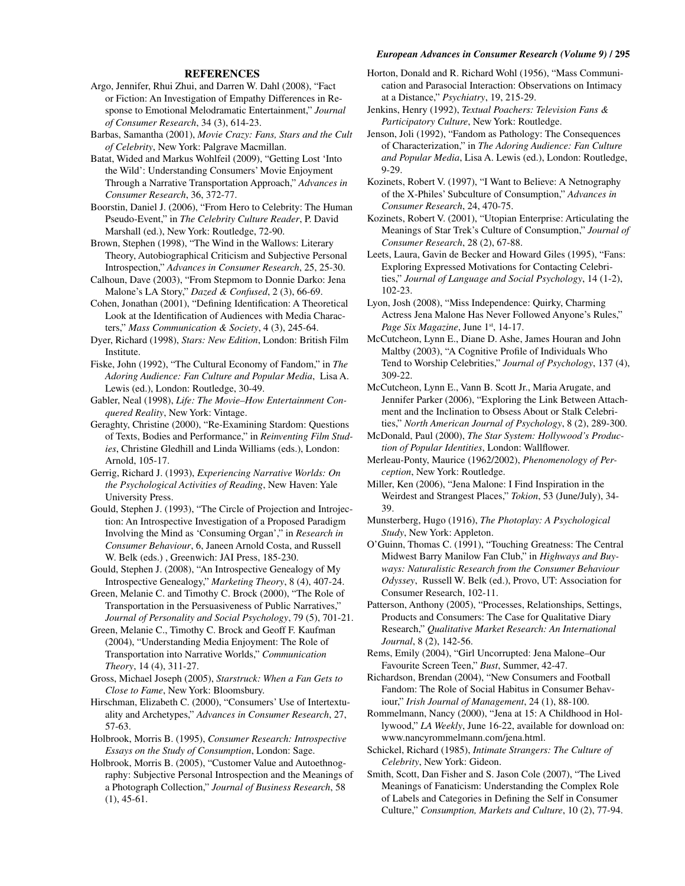## REFERENCES

Argo, Jennifer, Rhui Zhui, and Darren W. Dahl (2008), "Fact or Fiction: An Investigation of Empathy Differences in Response to Emotional Melodramatic Entertainment," *Journal of Consumer Research*, 34 (3), 614-23.

Barbas, Samantha (2001), *Movie Crazy: Fans, Stars and the Cult of Celebrity*, New York: Palgrave Macmillan.

Batat, Wided and Markus Wohlfeil (2009), "Getting Lost 'Into the Wild': Understanding Consumers' Movie Enjoyment Through a Narrative Transportation Approach," *Advances in Consumer Research*, 36, 372-77.

Boorstin, Daniel J. (2006), "From Hero to Celebrity: The Human Pseudo-Event," in *The Celebrity Culture Reader*, P. David Marshall (ed.), New York: Routledge, 72-90.

Brown, Stephen (1998), "The Wind in the Wallows: Literary Theory, Autobiographical Criticism and Subjective Personal Introspection," *Advances in Consumer Research*, 25, 25-30.

Calhoun, Dave (2003), "From Stepmom to Donnie Darko: Jena Malone's LA Story," *Dazed & Confused*, 2 (3), 66-69.

Cohen, Jonathan (2001), "Defining Identification: A Theoretical Look at the Identification of Audiences with Media Characters," *Mass Communication & Society*, 4 (3), 245-64.

Dyer, Richard (1998), *Stars: New Edition*, London: British Film Institute.

Fiske, John (1992), "The Cultural Economy of Fandom," in *The Adoring Audience: Fan Culture and Popular Media*, Lisa A. Lewis (ed.), London: Routledge, 30-49.

Gabler, Neal (1998), *Life: The Movie–How Entertainment Conquered Reality*, New York: Vintage.

Geraghty, Christine (2000), "Re-Examining Stardom: Questions of Texts, Bodies and Performance," in *Reinventing Film Studies*, Christine Gledhill and Linda Williams (eds.), London: Arnold, 105-17.

Gerrig, Richard J. (1993), *Experiencing Narrative Worlds: On the Psychological Activities of Reading*, New Haven: Yale University Press.

Gould, Stephen J. (1993), "The Circle of Projection and Introjection: An Introspective Investigation of a Proposed Paradigm Involving the Mind as 'Consuming Organ'," in *Research in Consumer Behaviour*, 6, Janeen Arnold Costa, and Russell W. Belk (eds.) , Greenwich: JAI Press, 185-230.

Gould, Stephen J. (2008), "An Introspective Genealogy of My Introspective Genealogy," *Marketing Theory*, 8 (4), 407-24.

Green, Melanie C. and Timothy C. Brock (2000), "The Role of Transportation in the Persuasiveness of Public Narratives," *Journal of Personality and Social Psychology*, 79 (5), 701-21.

Green, Melanie C., Timothy C. Brock and Geoff F. Kaufman (2004), "Understanding Media Enjoyment: The Role of Transportation into Narrative Worlds," *Communication Theory*, 14 (4), 311-27.

Gross, Michael Joseph (2005), *Starstruck: When a Fan Gets to Close to Fame*, New York: Bloomsbury.

Hirschman, Elizabeth C. (2000), "Consumers' Use of Intertextuality and Archetypes," *Advances in Consumer Research*, 27, 57-63.

Holbrook, Morris B. (1995), *Consumer Research: Introspective Essays on the Study of Consumption*, London: Sage.

Holbrook, Morris B. (2005), "Customer Value and Autoethnography: Subjective Personal Introspection and the Meanings of a Photograph Collection," *Journal of Business Research*, 58 (1), 45-61.

Horton, Donald and R. Richard Wohl (1956), "Mass Communication and Parasocial Interaction: Observations on Intimacy at a Distance," *Psychiatry*, 19, 215-29.

Jenkins, Henry (1992), *Textual Poachers: Television Fans & Participatory Culture*, New York: Routledge.

Jenson, Joli (1992), "Fandom as Pathology: The Consequences of Characterization," in *The Adoring Audience: Fan Culture and Popular Media*, Lisa A. Lewis (ed.), London: Routledge, 9-29.

Kozinets, Robert V. (1997), "I Want to Believe: A Netnography of the X-Philes' Subculture of Consumption," *Advances in Consumer Research*, 24, 470-75.

Kozinets, Robert V. (2001), "Utopian Enterprise: Articulating the Meanings of Star Trek's Culture of Consumption," *Journal of Consumer Research*, 28 (2), 67-88.

Leets, Laura, Gavin de Becker and Howard Giles (1995), "Fans: Exploring Expressed Motivations for Contacting Celebrities," *Journal of Language and Social Psychology*, 14 (1-2), 102-23.

Lyon, Josh (2008), "Miss Independence: Quirky, Charming Actress Jena Malone Has Never Followed Anyone's Rules," *Page Six Magazine*, June 1st, 14-17.

McCutcheon, Lynn E., Diane D. Ashe, James Houran and John Maltby (2003), "A Cognitive Profile of Individuals Who Tend to Worship Celebrities," *Journal of Psychology*, 137 (4), 309-22.

McCutcheon, Lynn E., Vann B. Scott Jr., Maria Arugate, and Jennifer Parker (2006), "Exploring the Link Between Attachment and the Inclination to Obsess About or Stalk Celebrities," *North American Journal of Psychology*, 8 (2), 289-300.

McDonald, Paul (2000), *The Star System: Hollywood's Production of Popular Identities*, London: Wallflower.

Merleau-Ponty, Maurice (1962/2002), *Phenomenology of Perception*, New York: Routledge.

Miller, Ken (2006), "Jena Malone: I Find Inspiration in the Weirdest and Strangest Places," *Tokion*, 53 (June/July), 34-39.

Munsterberg, Hugo (1916), *The Photoplay: A Psychological Study*, New York: Appleton.

O'Guinn, Thomas C. (1991), "Touching Greatness: The Central Midwest Barry Manilow Fan Club," in *Highways and Buyways: Naturalistic Research from the Consumer Behaviour Odyssey*, Russell W. Belk (ed.), Provo, UT: Association for Consumer Research, 102-11.

Patterson, Anthony (2005), "Processes, Relationships, Settings, Products and Consumers: The Case for Qualitative Diary Research," *Qualitative Market Research: An International Journal*, 8 (2), 142-56.

Rems, Emily (2004), "Girl Uncorrupted: Jena Malone–Our Favourite Screen Teen," *Bust*, Summer, 42-47.

Richardson, Brendan (2004), "New Consumers and Football Fandom: The Role of Social Habitus in Consumer Behaviour," *Irish Journal of Management*, 24 (1), 88-100.

Rommelmann, Nancy (2000), "Jena at 15: A Childhood in Hollywood," *LA Weekly*, June 16-22, available for download on: www.nancyrommelmann.com/jena.html.

Schickel, Richard (1985), *Intimate Strangers: The Culture of Celebrity*, New York: Gideon.

Smith, Scott, Dan Fisher and S. Jason Cole (2007), "The Lived Meanings of Fanaticism: Understanding the Complex Role of Labels and Categories in Defining the Self in Consumer Culture," *Consumption, Markets and Culture*, 10 (2), 77-94.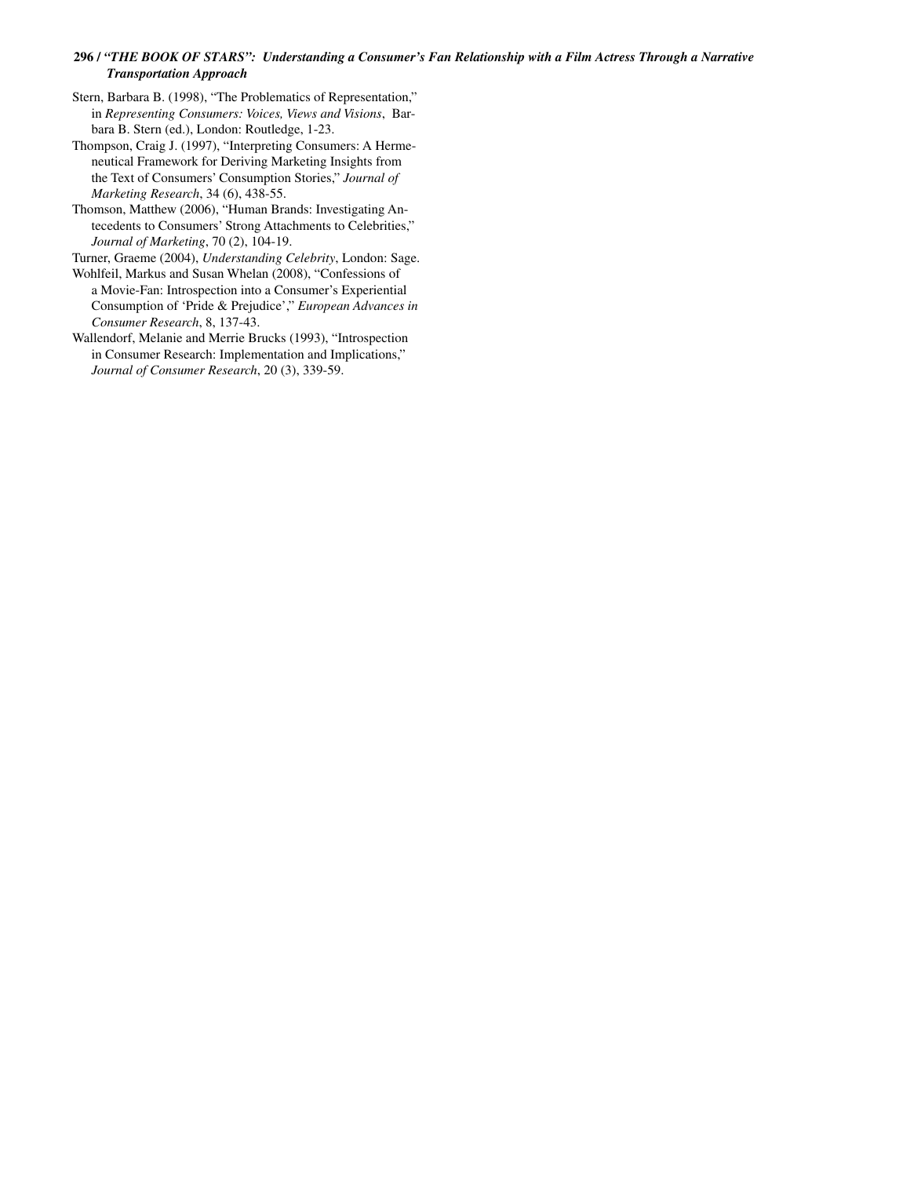Stern, Barbara B. (1998), "The Problematics of Representation," in *Representing Consumers: Voices, Views and Visions*, Barbara B. Stern (ed.), London: Routledge, 1-23.

Thompson, Craig J. (1997), "Interpreting Consumers: A Hermeneutical Framework for Deriving Marketing Insights from the Text of Consumers' Consumption Stories," *Journal of Marketing Research*, 34 (6), 438-55.

Thomson, Matthew (2006), "Human Brands: Investigating Antecedents to Consumers' Strong Attachments to Celebrities," *Journal of Marketing*, 70 (2), 104-19.

Turner, Graeme (2004), *Understanding Celebrity*, London: Sage.

Wohlfeil, Markus and Susan Whelan (2008), "Confessions of a Movie-Fan: Introspection into a Consumer's Experiential Consumption of 'Pride & Prejudice'," *European Advances in Consumer Research*, 8, 137-43.

Wallendorf, Melanie and Merrie Brucks (1993), "Introspection in Consumer Research: Implementation and Implications," *Journal of Consumer Research*, 20 (3), 339-59.